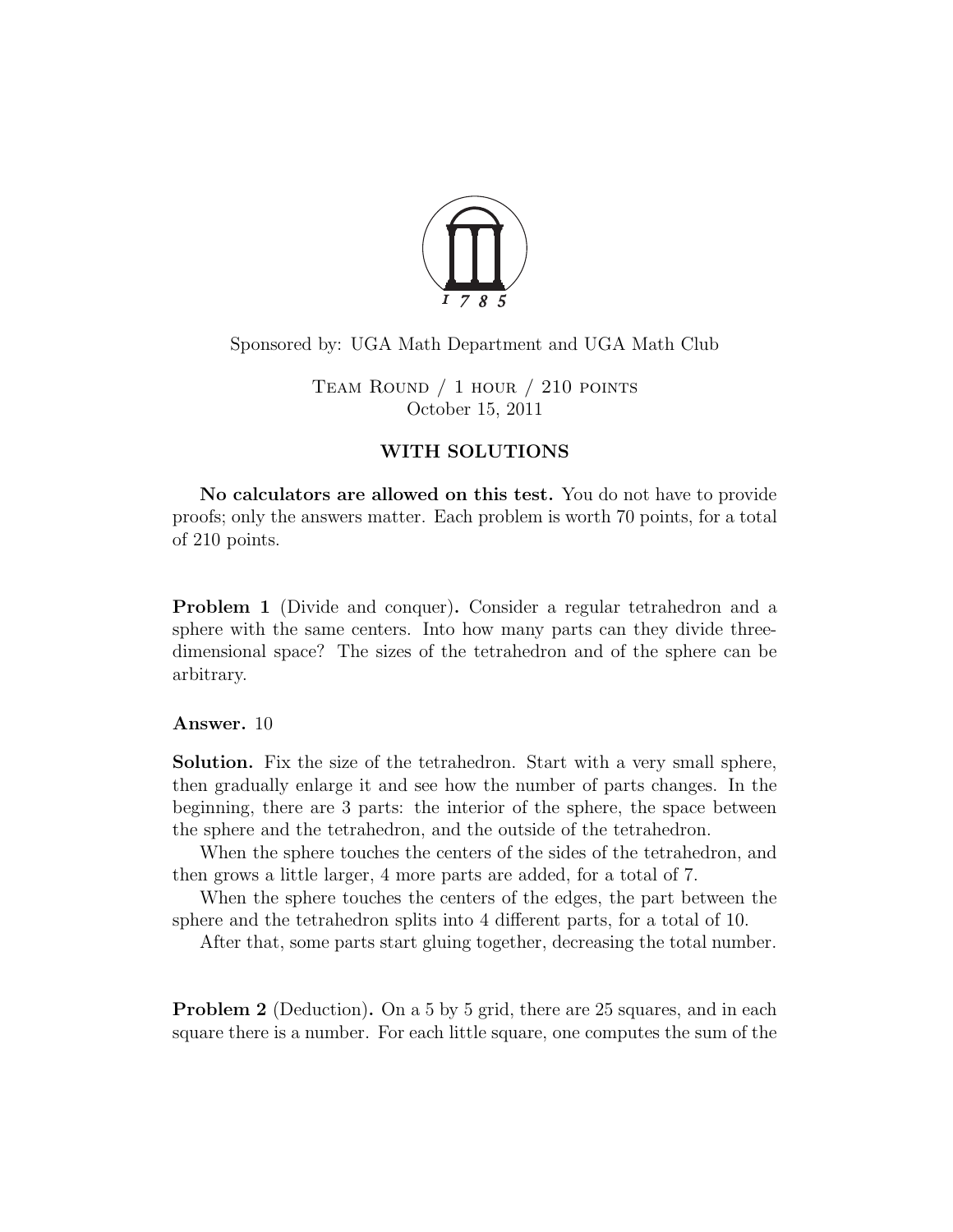Sponsored by: UGA Math Department and UGA Math Club

Team Round / 1 hour / 210 points
October 15, 2011

## WITH SOLUTIONS

**No calculators are allowed on this test.** You do not have to provide proofs; only the answers matter. Each problem is worth 70 points, for a total of 210 points.

**Problem 1** (Divide and conquer)**.** Consider a regular tetrahedron and a sphere with the same centers. Into how many parts can they divide three-dimensional space? The sizes of the tetrahedron and of the sphere can be arbitrary.

**Answer.** 10

**Solution.** Fix the size of the tetrahedron. Start with a very small sphere, then gradually enlarge it and see how the number of parts changes. In the beginning, there are 3 parts: the interior of the sphere, the space between the sphere and the tetrahedron, and the outside of the tetrahedron.

When the sphere touches the centers of the sides of the tetrahedron, and then grows a little larger, 4 more parts are added, for a total of 7.

When the sphere touches the centers of the edges, the part between the sphere and the tetrahedron splits into 4 different parts, for a total of 10.

After that, some parts start gluing together, decreasing the total number.

**Problem 2** (Deduction)**.** On a 5 by 5 grid, there are 25 squares, and in each square there is a number. For each little square, one computes the sum of the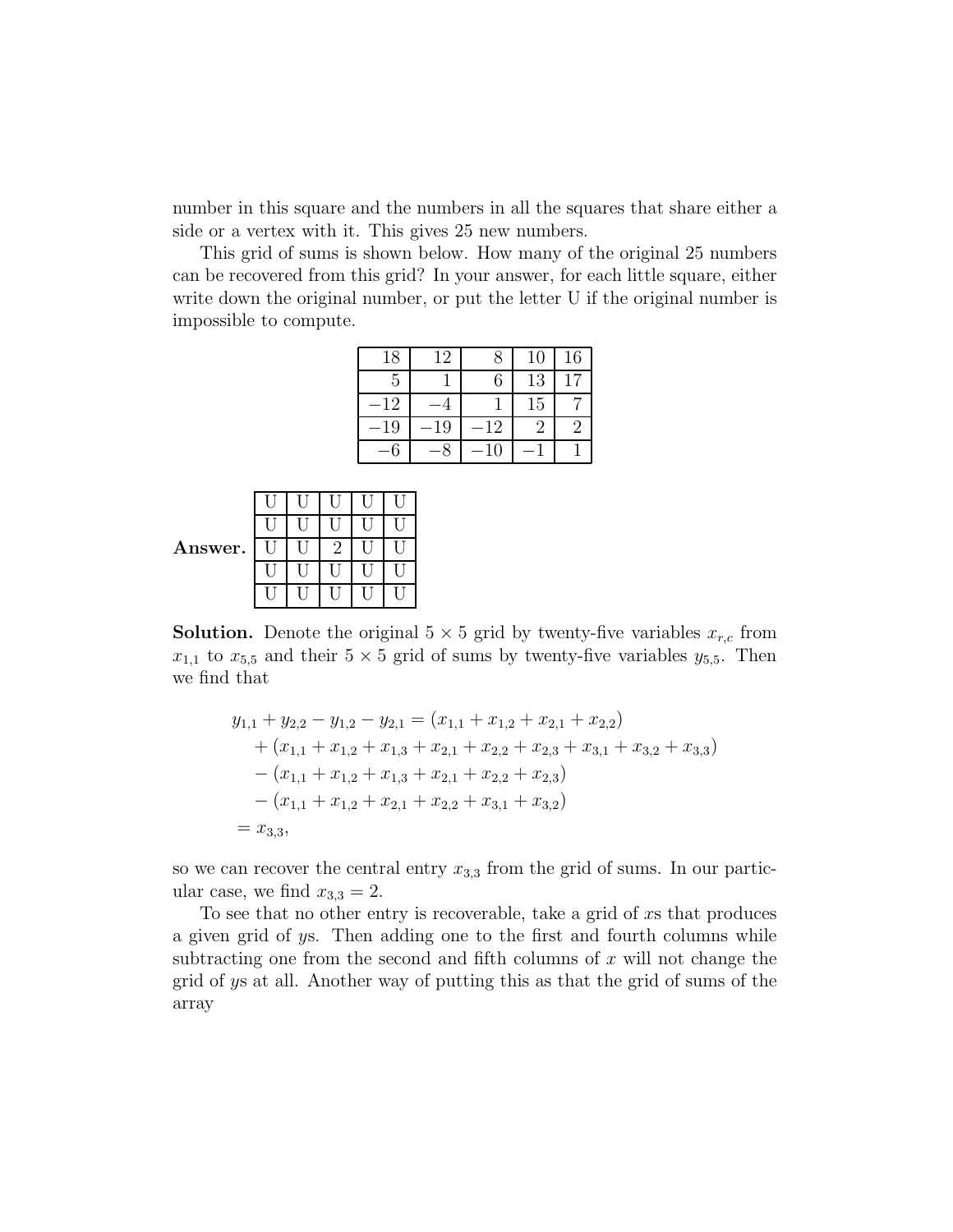number in this square and the numbers in all the squares that share either a side or a vertex with it. This gives 25 new numbers.

This grid of sums is shown below. How many of the original 25 numbers can be recovered from this grid? In your answer, for each little square, either write down the original number, or put the letter U if the original number is impossible to compute.

| | | | | |
|---|---|---|---|---|
| 18 | 12 | 8 | 10 | 16 |
| 5 | 1 | 6 | 13 | 17 |
| −12 | −4 | 1 | 15 | 7 |
| −19 | −19 | −12 | 2 | 2 |
| −6 | −8 | −10 | −1 | 1 |

**Answer.**

| | | | | |
|---|---|---|---|---|
| U | U | U | U | U |
| U | U | U | U | U |
| U | U | 2 | U | U |
| U | U | U | U | U |
| U | U | U | U | U |

**Solution.** Denote the original $5 \times 5$ grid by twenty-five variables $x_{r,c}$ from $x_{1,1}$ to $x_{5,5}$ and their $5 \times 5$ grid of sums by twenty-five variables $y_{5,5}$. Then we find that

$$
\begin{aligned}
y_{1,1} + y_{2,2} - y_{1,2} - y_{2,1} &= (x_{1,1} + x_{1,2} + x_{2,1} + x_{2,2}) \\
&\quad + (x_{1,1} + x_{1,2} + x_{1,3} + x_{2,1} + x_{2,2} + x_{2,3} + x_{3,1} + x_{3,2} + x_{3,3}) \\
&\quad - (x_{1,1} + x_{1,2} + x_{1,3} + x_{2,1} + x_{2,2} + x_{2,3}) \\
&\quad - (x_{1,1} + x_{1,2} + x_{2,1} + x_{2,2} + x_{3,1} + x_{3,2}) \\
&= x_{3,3},
\end{aligned}
$$

so we can recover the central entry $x_{3,3}$ from the grid of sums. In our particular case, we find $x_{3,3} = 2$.

To see that no other entry is recoverable, take a grid of $x$s that produces a given grid of $y$s. Then adding one to the first and fourth columns while subtracting one from the second and fifth columns of $x$ will not change the grid of $y$s at all. Another way of putting this as that the grid of sums of the array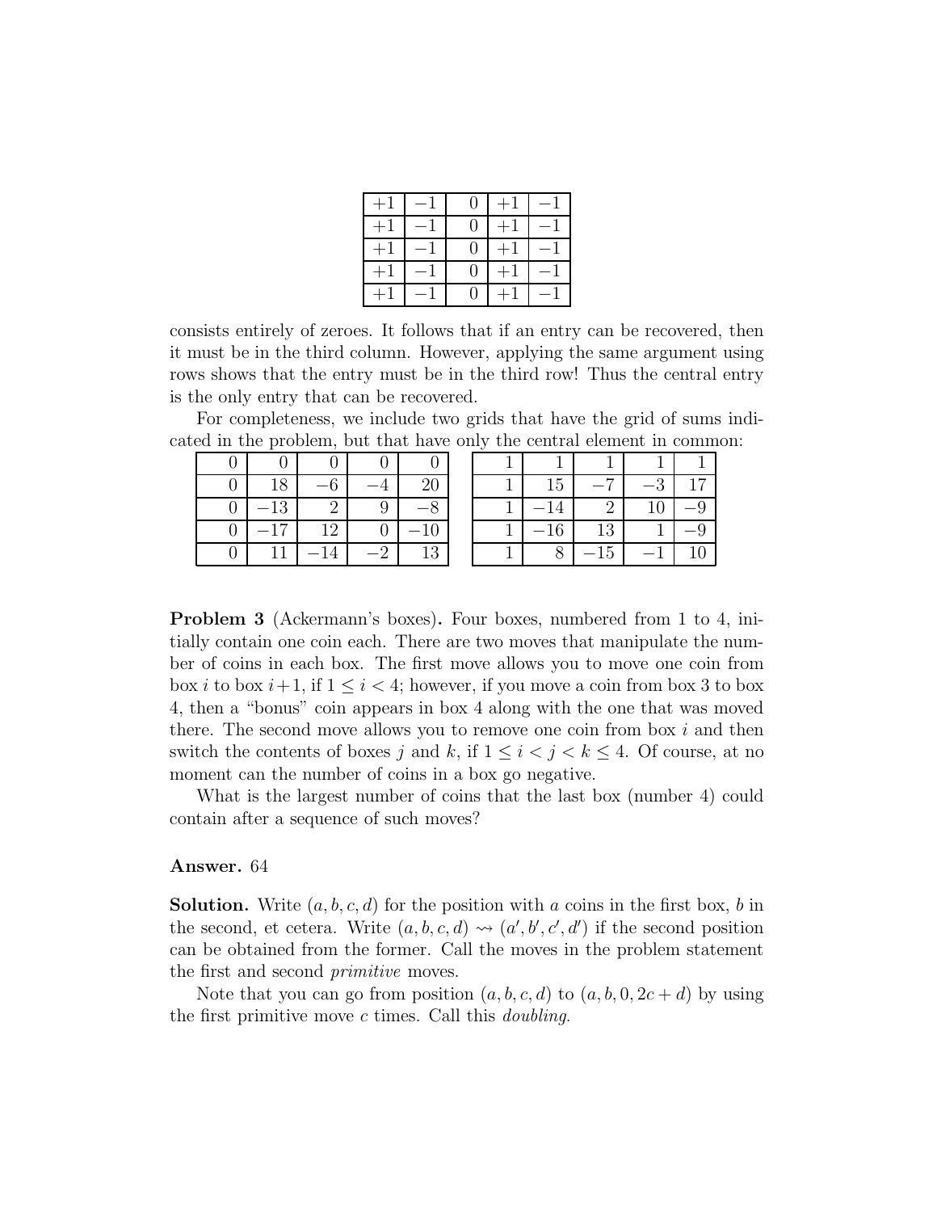| $+1$ | $-1$ | $0$ | $+1$ | $-1$ |
|---|---|---|---|---|
| $+1$ | $-1$ | $0$ | $+1$ | $-1$ |
| $+1$ | $-1$ | $0$ | $+1$ | $-1$ |
| $+1$ | $-1$ | $0$ | $+1$ | $-1$ |
| $+1$ | $-1$ | $0$ | $+1$ | $-1$ |

consists entirely of zeroes. It follows that if an entry can be recovered, then it must be in the third column. However, applying the same argument using rows shows that the entry must be in the third row! Thus the central entry is the only entry that can be recovered.

For completeness, we include two grids that have the grid of sums indicated in the problem, but that have only the central element in common:

| 0 | 0 | 0 | 0 | 0 |
|---|---|---|---|---|
| 0 | 18 | $-6$ | $-4$ | 20 |
| 0 | $-13$ | 2 | 9 | $-8$ |
| 0 | $-17$ | 12 | 0 | $-10$ |
| 0 | 11 | $-14$ | $-2$ | 13 |

| 1 | 1 | 1 | 1 | 1 |
|---|---|---|---|---|
| 1 | 15 | $-7$ | $-3$ | 17 |
| 1 | $-14$ | 2 | 10 | $-9$ |
| 1 | $-16$ | 13 | 1 | $-9$ |
| 1 | 8 | $-15$ | $-1$ | 10 |

**Problem 3** (Ackermann's boxes)**.** Four boxes, numbered from 1 to 4, initially contain one coin each. There are two moves that manipulate the number of coins in each box. The first move allows you to move one coin from box $i$ to box $i+1$, if $1 \leq i < 4$; however, if you move a coin from box 3 to box 4, then a "bonus" coin appears in box 4 along with the one that was moved there. The second move allows you to remove one coin from box $i$ and then switch the contents of boxes $j$ and $k$, if $1 \leq i < j < k \leq 4$. Of course, at no moment can the number of coins in a box go negative.

What is the largest number of coins that the last box (number 4) could contain after a sequence of such moves?

**Answer.** 64

**Solution.** Write $(a, b, c, d)$ for the position with $a$ coins in the first box, $b$ in the second, et cetera. Write $(a, b, c, d) \rightsquigarrow (a', b', c', d')$ if the second position can be obtained from the former. Call the moves in the problem statement the first and second *primitive* moves.

Note that you can go from position $(a, b, c, d)$ to $(a, b, 0, 2c + d)$ by using the first primitive move $c$ times. Call this *doubling*.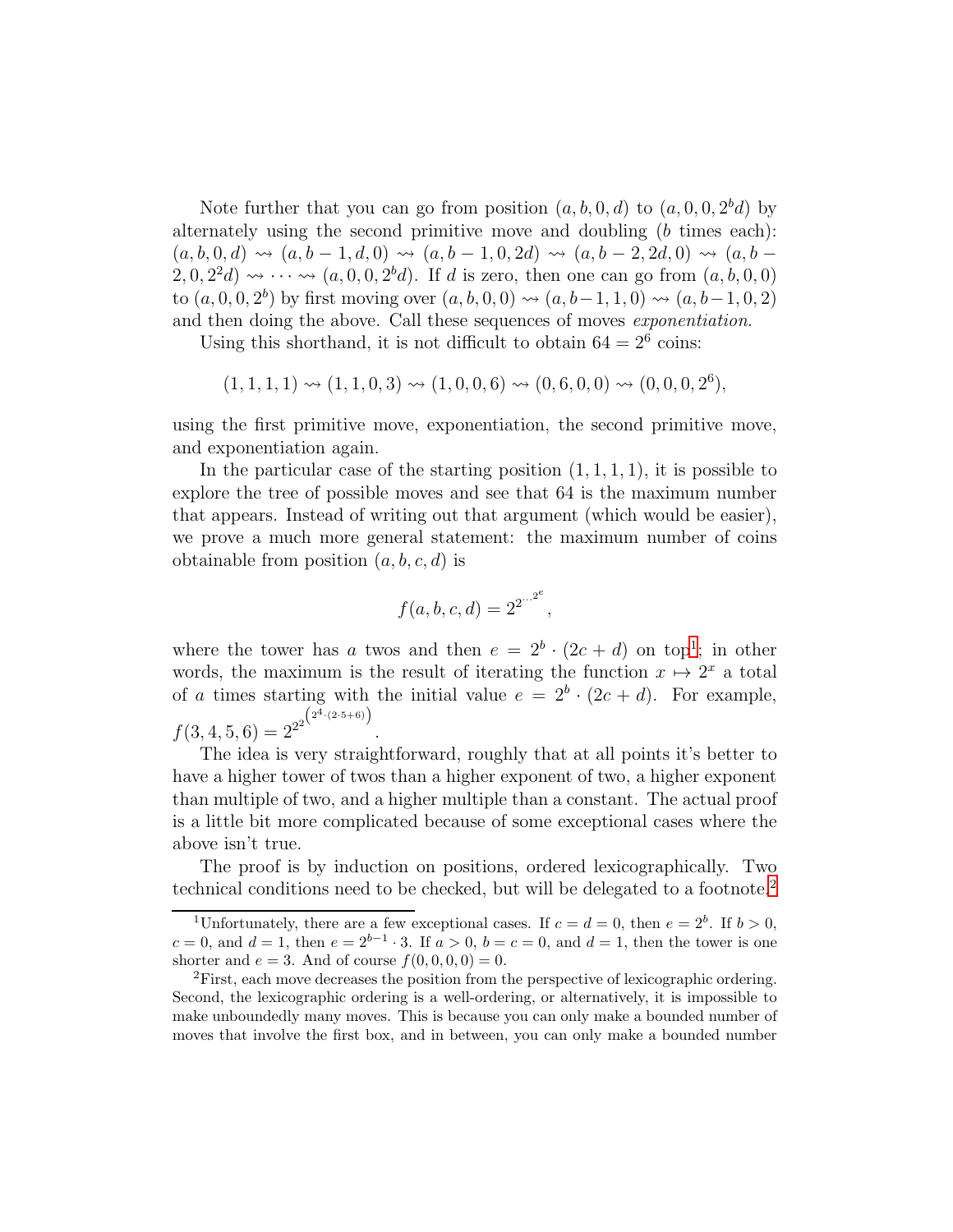Note further that you can go from position $(a, b, 0, d)$ to $(a, 0, 0, 2^b d)$ by alternately using the second primitive move and doubling ($b$ times each): $(a, b, 0, d) \rightsquigarrow (a, b-1, d, 0) \rightsquigarrow (a, b-1, 0, 2d) \rightsquigarrow (a, b-2, 2d, 0) \rightsquigarrow (a, b-2, 0, 2^2 d) \rightsquigarrow \cdots \rightsquigarrow (a, 0, 0, 2^b d)$. If $d$ is zero, then one can go from $(a, b, 0, 0)$ to $(a, 0, 0, 2^b)$ by first moving over $(a, b, 0, 0) \rightsquigarrow (a, b-1, 1, 0) \rightsquigarrow (a, b-1, 0, 2)$ and then doing the above. Call these sequences of moves *exponentiation*.

Using this shorthand, it is not difficult to obtain $64 = 2^6$ coins:

$$(1, 1, 1, 1) \rightsquigarrow (1, 1, 0, 3) \rightsquigarrow (1, 0, 0, 6) \rightsquigarrow (0, 6, 0, 0) \rightsquigarrow (0, 0, 0, 2^6),$$

using the first primitive move, exponentiation, the second primitive move, and exponentiation again.

In the particular case of the starting position $(1, 1, 1, 1)$, it is possible to explore the tree of possible moves and see that 64 is the maximum number that appears. Instead of writing out that argument (which would be easier), we prove a much more general statement: the maximum number of coins obtainable from position $(a, b, c, d)$ is

$$f(a, b, c, d) = 2^{2^{\cdot^{\cdot^{\cdot^{2^e}}}}},$$

where the tower has $a$ twos and then $e = 2^b \cdot (2c + d)$ on top[1]; in other words, the maximum is the result of iterating the function $x \mapsto 2^x$ a total of $a$ times starting with the initial value $e = 2^b \cdot (2c + d)$. For example, $f(3, 4, 5, 6) = 2^{2^{2^{\left(2^4 \cdot (2 \cdot 5 + 6)\right)}}}$.

The idea is very straightforward, roughly that at all points it's better to have a higher tower of twos than a higher exponent of two, a higher exponent than multiple of two, and a higher multiple than a constant. The actual proof is a little bit more complicated because of some exceptional cases where the above isn't true.

The proof is by induction on positions, ordered lexicographically. Two technical conditions need to be checked, but will be delegated to a footnote.[2]

---

[1] Unfortunately, there are a few exceptional cases. If $c = d = 0$, then $e = 2^b$. If $b > 0$, $c = 0$, and $d = 1$, then $e = 2^{b-1} \cdot 3$. If $a > 0$, $b = c = 0$, and $d = 1$, then the tower is one shorter and $e = 3$. And of course $f(0, 0, 0, 0) = 0$.

[2] First, each move decreases the position from the perspective of lexicographic ordering. Second, the lexicographic ordering is a well-ordering, or alternatively, it is impossible to make unboundedly many moves. This is because you can only make a bounded number of moves that involve the first box, and in between, you can only make a bounded number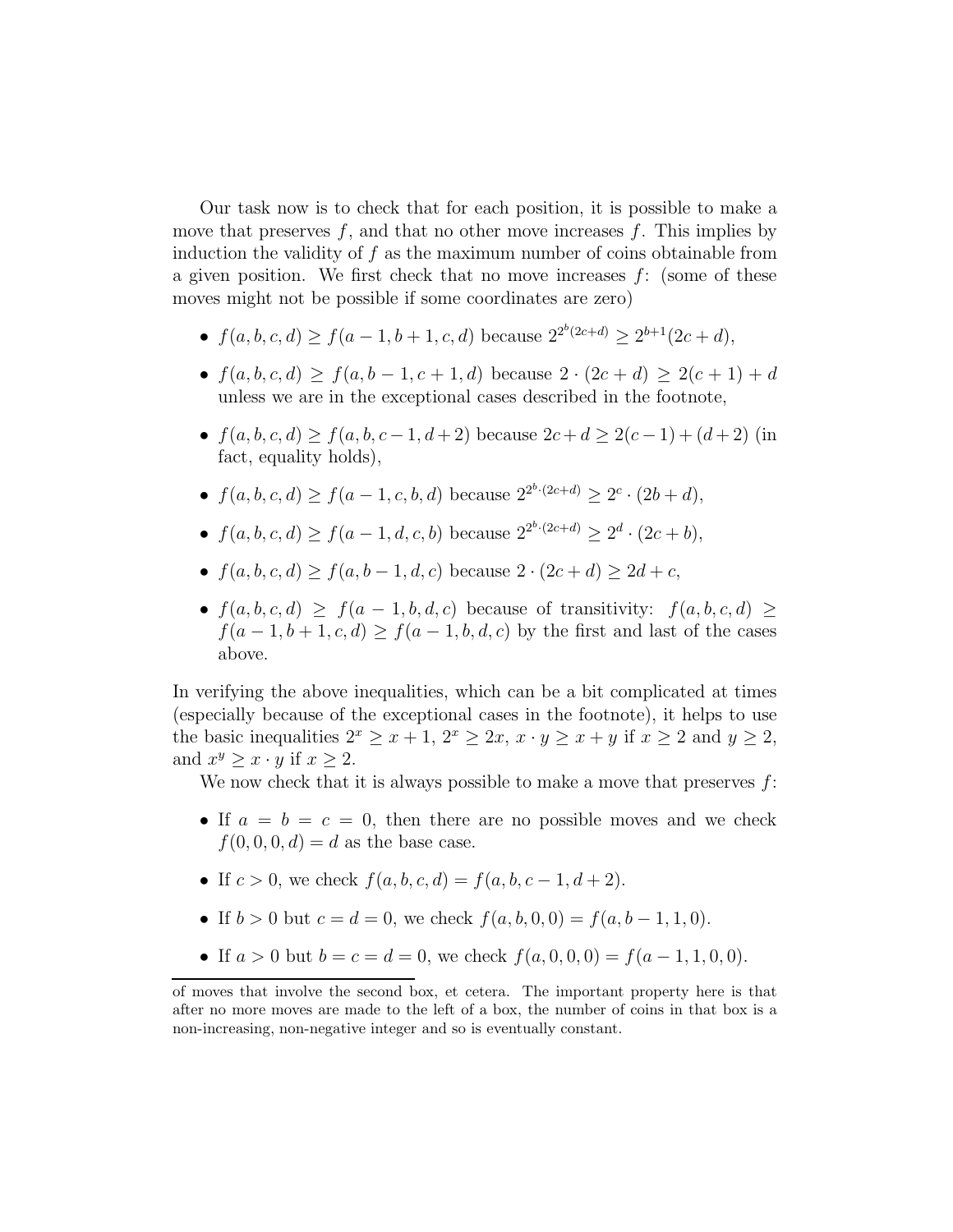Our task now is to check that for each position, it is possible to make a move that preserves $f$, and that no other move increases $f$. This implies by induction the validity of $f$ as the maximum number of coins obtainable from a given position. We first check that no move increases $f$: (some of these moves might not be possible if some coordinates are zero)

- $f(a,b,c,d) \geq f(a-1,b+1,c,d)$ because $2^{2^b(2c+d)} \geq 2^{b+1}(2c+d)$,
- $f(a,b,c,d) \geq f(a,b-1,c+1,d)$ because $2 \cdot (2c+d) \geq 2(c+1)+d$ unless we are in the exceptional cases described in the footnote,
- $f(a,b,c,d) \geq f(a,b,c-1,d+2)$ because $2c+d \geq 2(c-1)+(d+2)$ (in fact, equality holds),
- $f(a,b,c,d) \geq f(a-1,c,b,d)$ because $2^{2^b \cdot (2c+d)} \geq 2^c \cdot (2b+d)$,
- $f(a,b,c,d) \geq f(a-1,d,c,b)$ because $2^{2^b \cdot (2c+d)} \geq 2^d \cdot (2c+b)$,
- $f(a,b,c,d) \geq f(a,b-1,d,c)$ because $2 \cdot (2c+d) \geq 2d+c$,
- $f(a,b,c,d) \geq f(a-1,b,d,c)$ because of transitivity: $f(a,b,c,d) \geq f(a-1,b+1,c,d) \geq f(a-1,b,d,c)$ by the first and last of the cases above.

In verifying the above inequalities, which can be a bit complicated at times (especially because of the exceptional cases in the footnote), it helps to use the basic inequalities $2^x \geq x+1$, $2^x \geq 2x$, $x \cdot y \geq x+y$ if $x \geq 2$ and $y \geq 2$, and $x^y \geq x \cdot y$ if $x \geq 2$.

We now check that it is always possible to make a move that preserves $f$:

- If $a = b = c = 0$, then there are no possible moves and we check $f(0,0,0,d) = d$ as the base case.
- If $c > 0$, we check $f(a,b,c,d) = f(a,b,c-1,d+2)$.
- If $b > 0$ but $c = d = 0$, we check $f(a,b,0,0) = f(a,b-1,1,0)$.
- If $a > 0$ but $b = c = d = 0$, we check $f(a,0,0,0) = f(a-1,1,0,0)$.

---

of moves that involve the second box, et cetera. The important property here is that after no more moves are made to the left of a box, the number of coins in that box is a non-increasing, non-negative integer and so is eventually constant.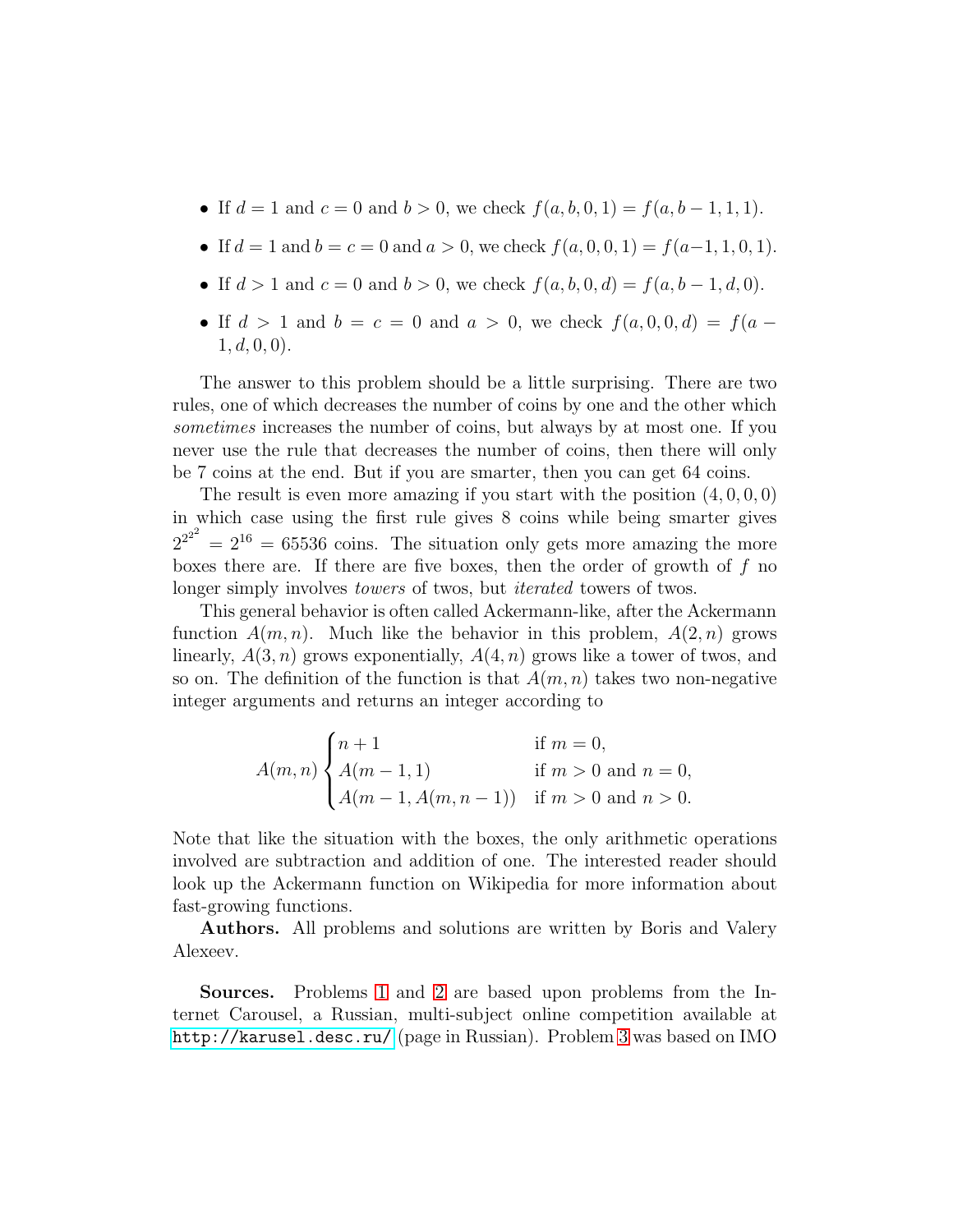- If $d = 1$ and $c = 0$ and $b > 0$, we check $f(a, b, 0, 1) = f(a, b-1, 1, 1)$.
- If $d = 1$ and $b = c = 0$ and $a > 0$, we check $f(a, 0, 0, 1) = f(a-1, 1, 0, 1)$.
- If $d > 1$ and $c = 0$ and $b > 0$, we check $f(a, b, 0, d) = f(a, b-1, d, 0)$.
- If $d > 1$ and $b = c = 0$ and $a > 0$, we check $f(a, 0, 0, d) = f(a - 1, d, 0, 0)$.

The answer to this problem should be a little surprising. There are two rules, one of which decreases the number of coins by one and the other which *sometimes* increases the number of coins, but always by at most one. If you never use the rule that decreases the number of coins, then there will only be 7 coins at the end. But if you are smarter, then you can get 64 coins.

The result is even more amazing if you start with the position $(4, 0, 0, 0)$ in which case using the first rule gives 8 coins while being smarter gives $2^{2^{2^2}} = 2^{16} = 65536$ coins. The situation only gets more amazing the more boxes there are. If there are five boxes, then the order of growth of $f$ no longer simply involves *towers* of twos, but *iterated* towers of twos.

This general behavior is often called Ackermann-like, after the Ackermann function $A(m, n)$. Much like the behavior in this problem, $A(2, n)$ grows linearly, $A(3, n)$ grows exponentially, $A(4, n)$ grows like a tower of twos, and so on. The definition of the function is that $A(m, n)$ takes two non-negative integer arguments and returns an integer according to

$$A(m,n) \begin{cases} n+1 & \text{if } m = 0, \\ A(m-1, 1) & \text{if } m > 0 \text{ and } n = 0, \\ A(m-1, A(m, n-1)) & \text{if } m > 0 \text{ and } n > 0. \end{cases}$$

Note that like the situation with the boxes, the only arithmetic operations involved are subtraction and addition of one. The interested reader should look up the Ackermann function on Wikipedia for more information about fast-growing functions.

**Authors.** All problems and solutions are written by Boris and Valery Alexeev.

**Sources.** Problems 1 and 2 are based upon problems from the Internet Carousel, a Russian, multi-subject online competition available at http://karusel.desc.ru/ (page in Russian). Problem 3 was based on IMO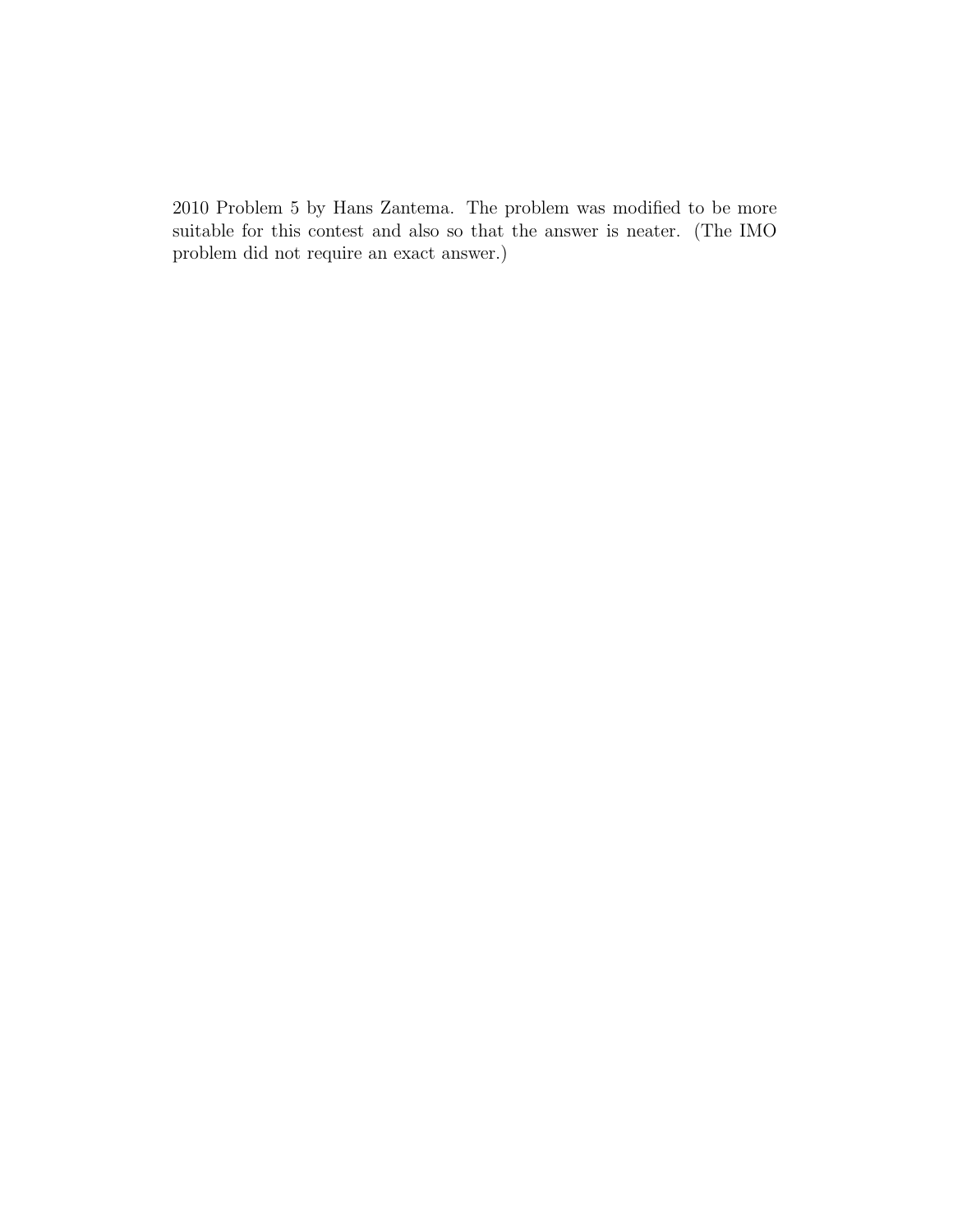2010 Problem 5 by Hans Zantema. The problem was modified to be more suitable for this contest and also so that the answer is neater. (The IMO problem did not require an exact answer.)